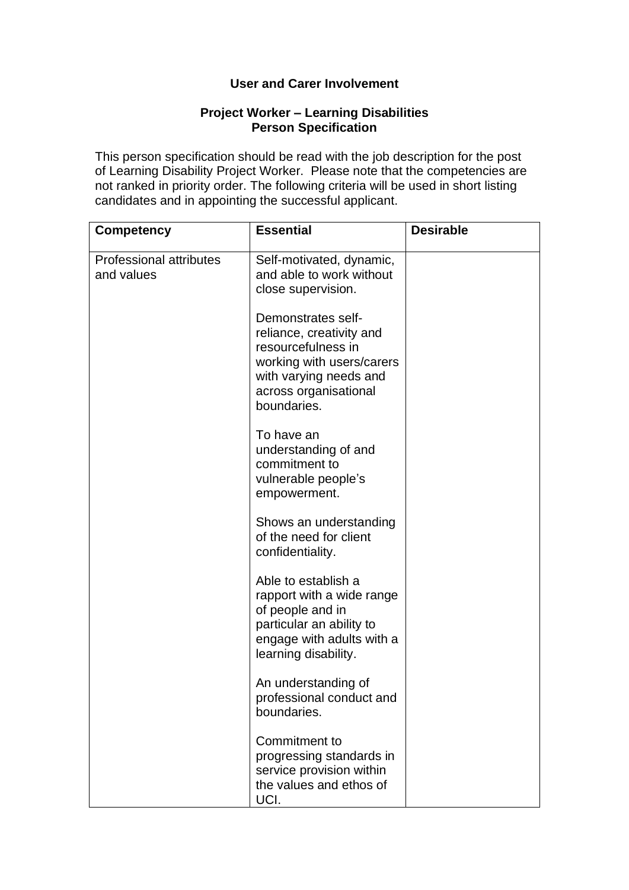**User and Carer Involvement**

**Project Worker – Learning Disabilities**
**Person Specification**

This person specification should be read with the job description for the post of Learning Disability Project Worker. Please note that the competencies are not ranked in priority order. The following criteria will be used in short listing candidates and in appointing the successful applicant.

| **Competency** | **Essential** | **Desirable** |
|---|---|---|
| Professional attributes and values | Self-motivated, dynamic, and able to work without close supervision.<br><br>Demonstrates self-reliance, creativity and resourcefulness in working with users/carers with varying needs and across organisational boundaries.<br><br>To have an understanding of and commitment to vulnerable people's empowerment.<br><br>Shows an understanding of the need for client confidentiality.<br><br>Able to establish a rapport with a wide range of people and in particular an ability to engage with adults with a learning disability.<br><br>An understanding of professional conduct and boundaries.<br><br>Commitment to progressing standards in service provision within the values and ethos of UCI. | |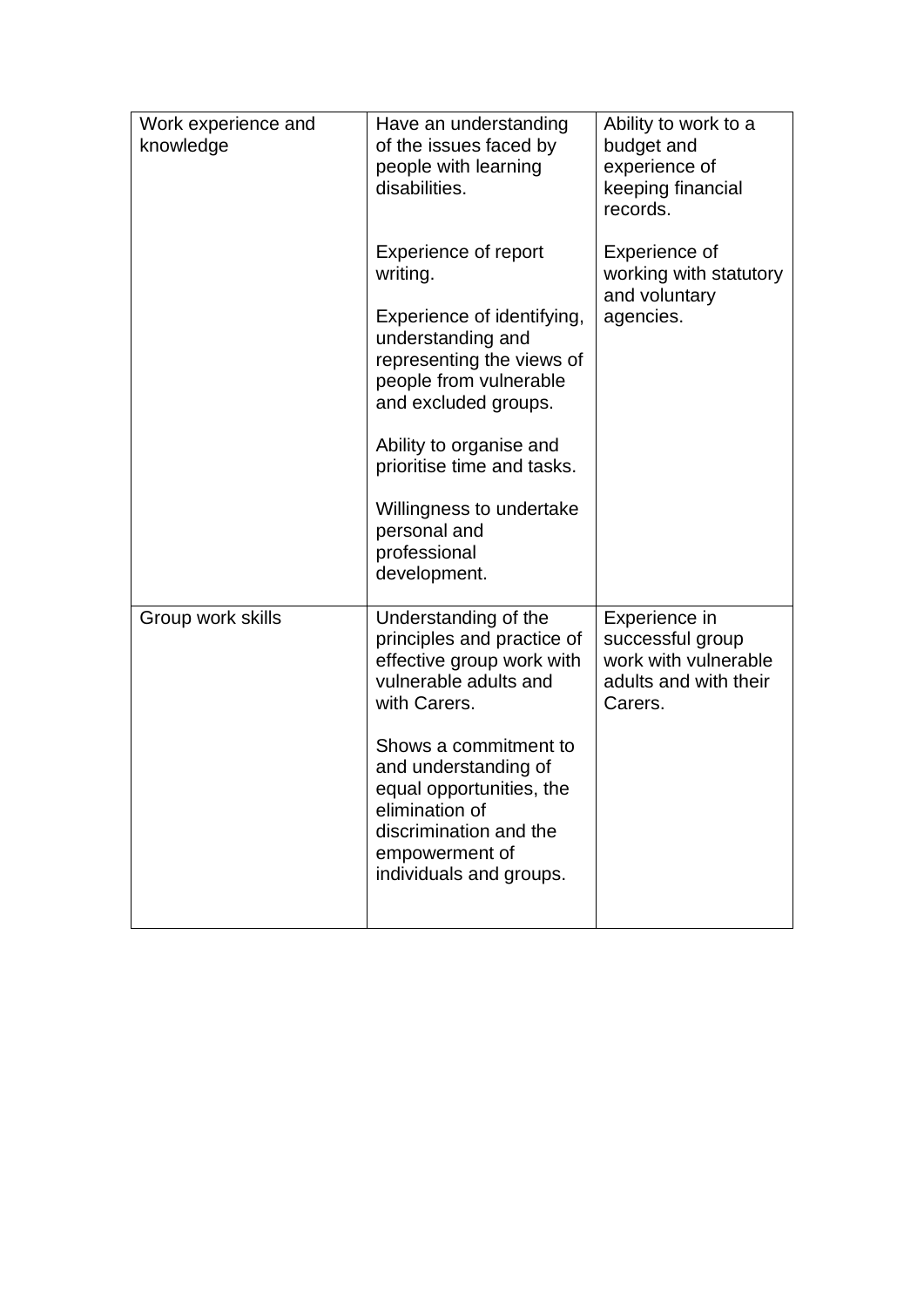| | | |
|---|---|---|
| Work experience and knowledge | Have an understanding of the issues faced by people with learning disabilities.<br><br>Experience of report writing.<br><br>Experience of identifying, understanding and representing the views of people from vulnerable and excluded groups.<br><br>Ability to organise and prioritise time and tasks.<br><br>Willingness to undertake personal and professional development. | Ability to work to a budget and experience of keeping financial records.<br><br>Experience of working with statutory and voluntary agencies. |
| Group work skills | Understanding of the principles and practice of effective group work with vulnerable adults and with Carers.<br><br>Shows a commitment to and understanding of equal opportunities, the elimination of discrimination and the empowerment of individuals and groups. | Experience in successful group work with vulnerable adults and with their Carers. |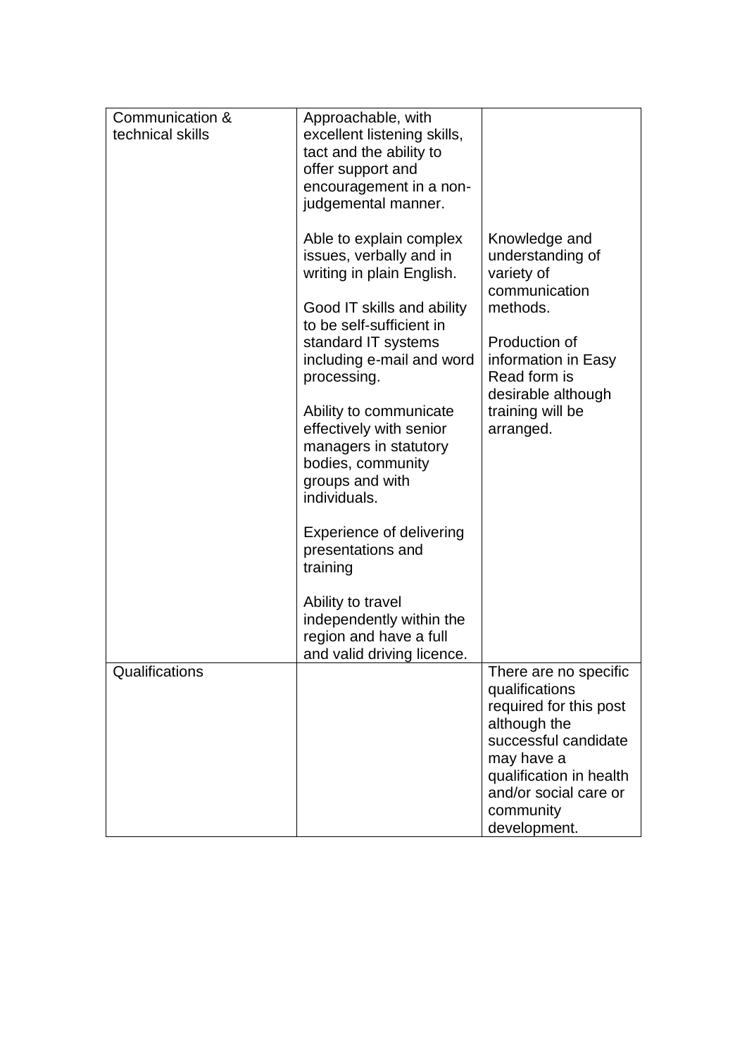| | | |
|---|---|---|
| Communication & technical skills | Approachable, with excellent listening skills, tact and the ability to offer support and encouragement in a non-judgemental manner.<br><br>Able to explain complex issues, verbally and in writing in plain English.<br><br>Good IT skills and ability to be self-sufficient in standard IT systems including e-mail and word processing.<br><br>Ability to communicate effectively with senior managers in statutory bodies, community groups and with individuals.<br><br>Experience of delivering presentations and training<br><br>Ability to travel independently within the region and have a full and valid driving licence. | Knowledge and understanding of variety of communication methods.<br><br>Production of information in Easy Read form is desirable although training will be arranged. |
| Qualifications | | There are no specific qualifications required for this post although the successful candidate may have a qualification in health and/or social care or community development. |